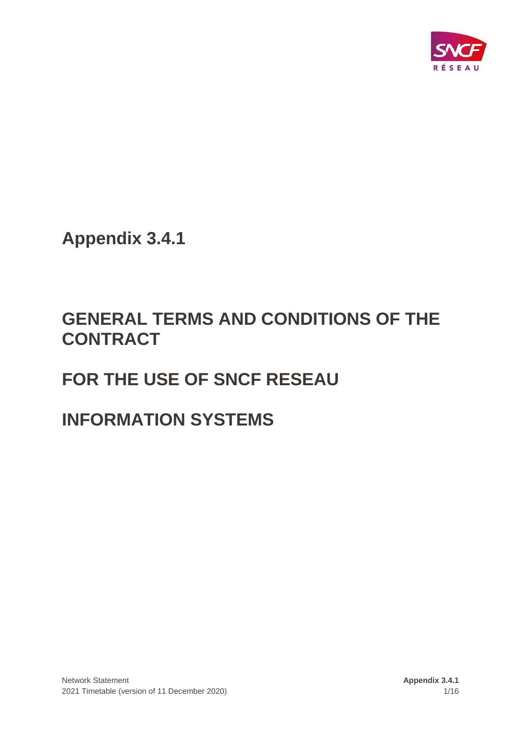# Appendix 3.4.1

# GENERAL TERMS AND CONDITIONS OF THE CONTRACT

# FOR THE USE OF SNCF RESEAU

# INFORMATION SYSTEMS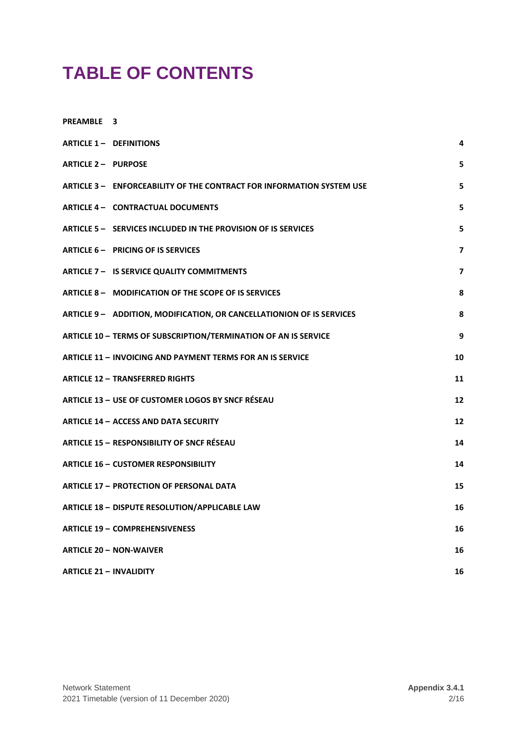# TABLE OF CONTENTS

| | |
|---|---|
| **PREAMBLE** | **3** |
| **ARTICLE 1 – DEFINITIONS** | **4** |
| **ARTICLE 2 – PURPOSE** | **5** |
| **ARTICLE 3 – ENFORCEABILITY OF THE CONTRACT FOR INFORMATION SYSTEM USE** | **5** |
| **ARTICLE 4 – CONTRACTUAL DOCUMENTS** | **5** |
| **ARTICLE 5 – SERVICES INCLUDED IN THE PROVISION OF IS SERVICES** | **5** |
| **ARTICLE 6 – PRICING OF IS SERVICES** | **7** |
| **ARTICLE 7 – IS SERVICE QUALITY COMMITMENTS** | **7** |
| **ARTICLE 8 – MODIFICATION OF THE SCOPE OF IS SERVICES** | **8** |
| **ARTICLE 9 – ADDITION, MODIFICATION, OR CANCELLATIONION OF IS SERVICES** | **8** |
| **ARTICLE 10 – TERMS OF SUBSCRIPTION/TERMINATION OF AN IS SERVICE** | **9** |
| **ARTICLE 11 – INVOICING AND PAYMENT TERMS FOR AN IS SERVICE** | **10** |
| **ARTICLE 12 – TRANSFERRED RIGHTS** | **11** |
| **ARTICLE 13 – USE OF CUSTOMER LOGOS BY SNCF RÉSEAU** | **12** |
| **ARTICLE 14 – ACCESS AND DATA SECURITY** | **12** |
| **ARTICLE 15 – RESPONSIBILITY OF SNCF RÉSEAU** | **14** |
| **ARTICLE 16 – CUSTOMER RESPONSIBILITY** | **14** |
| **ARTICLE 17 – PROTECTION OF PERSONAL DATA** | **15** |
| **ARTICLE 18 – DISPUTE RESOLUTION/APPLICABLE LAW** | **16** |
| **ARTICLE 19 – COMPREHENSIVENESS** | **16** |
| **ARTICLE 20 – NON-WAIVER** | **16** |
| **ARTICLE 21 – INVALIDITY** | **16** |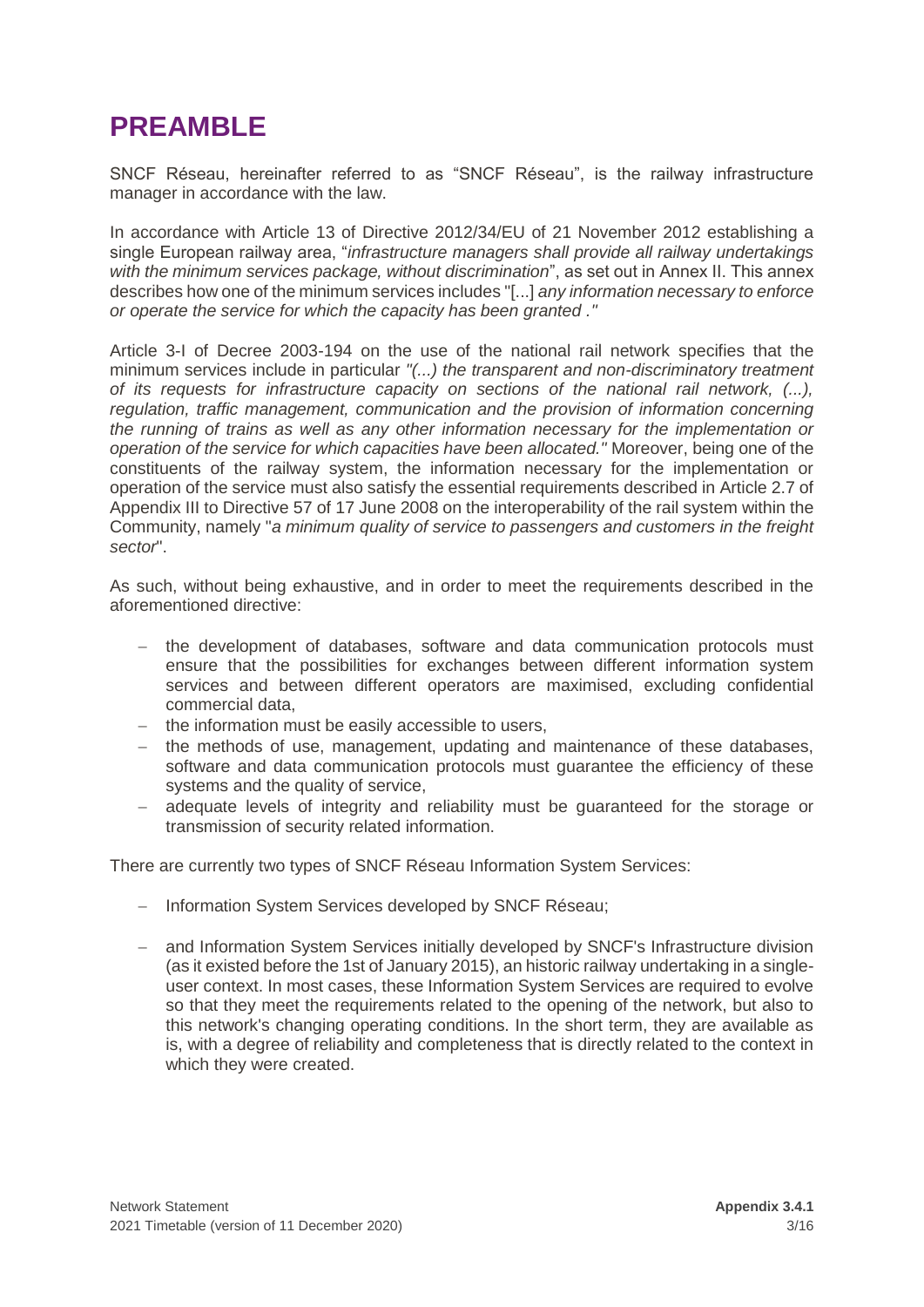# PREAMBLE

SNCF Réseau, hereinafter referred to as "SNCF Réseau", is the railway infrastructure manager in accordance with the law.

In accordance with Article 13 of Directive 2012/34/EU of 21 November 2012 establishing a single European railway area, "*infrastructure managers shall provide all railway undertakings with the minimum services package, without discrimination*", as set out in Annex II. This annex describes how one of the minimum services includes "[...] *any information necessary to enforce or operate the service for which the capacity has been granted ."*

Article 3-I of Decree 2003-194 on the use of the national rail network specifies that the minimum services include in particular *"(...) the transparent and non-discriminatory treatment of its requests for infrastructure capacity on sections of the national rail network, (...), regulation, traffic management, communication and the provision of information concerning the running of trains as well as any other information necessary for the implementation or operation of the service for which capacities have been allocated."* Moreover, being one of the constituents of the railway system, the information necessary for the implementation or operation of the service must also satisfy the essential requirements described in Article 2.7 of Appendix III to Directive 57 of 17 June 2008 on the interoperability of the rail system within the Community, namely "*a minimum quality of service to passengers and customers in the freight sector*".

As such, without being exhaustive, and in order to meet the requirements described in the aforementioned directive:

- the development of databases, software and data communication protocols must ensure that the possibilities for exchanges between different information system services and between different operators are maximised, excluding confidential commercial data,
- the information must be easily accessible to users,
- the methods of use, management, updating and maintenance of these databases, software and data communication protocols must guarantee the efficiency of these systems and the quality of service,
- adequate levels of integrity and reliability must be guaranteed for the storage or transmission of security related information.

There are currently two types of SNCF Réseau Information System Services:

- Information System Services developed by SNCF Réseau;
- and Information System Services initially developed by SNCF's Infrastructure division (as it existed before the 1st of January 2015), an historic railway undertaking in a single-user context. In most cases, these Information System Services are required to evolve so that they meet the requirements related to the opening of the network, but also to this network's changing operating conditions. In the short term, they are available as is, with a degree of reliability and completeness that is directly related to the context in which they were created.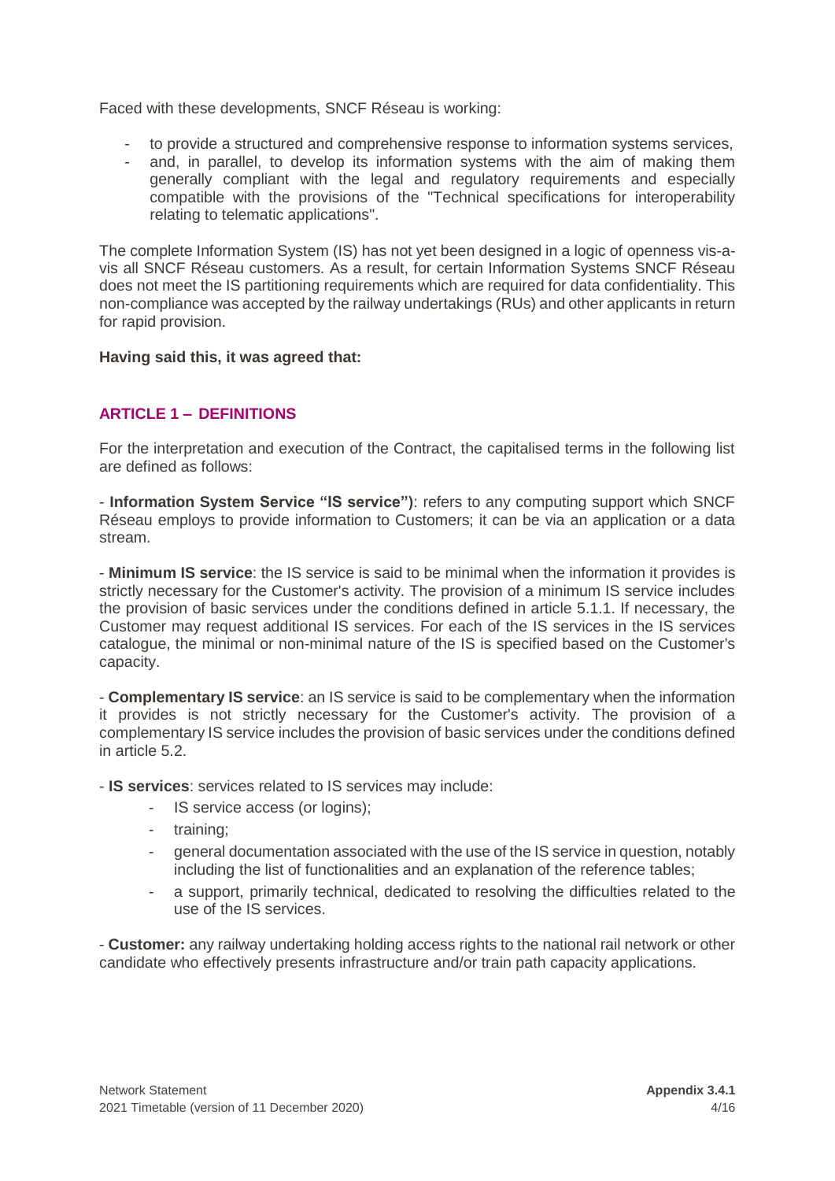Faced with these developments, SNCF Réseau is working:

- to provide a structured and comprehensive response to information systems services,
- and, in parallel, to develop its information systems with the aim of making them generally compliant with the legal and regulatory requirements and especially compatible with the provisions of the "Technical specifications for interoperability relating to telematic applications".

The complete Information System (IS) has not yet been designed in a logic of openness vis-a-vis all SNCF Réseau customers. As a result, for certain Information Systems SNCF Réseau does not meet the IS partitioning requirements which are required for data confidentiality. This non-compliance was accepted by the railway undertakings (RUs) and other applicants in return for rapid provision.

**Having said this, it was agreed that:**

## ARTICLE 1 – DEFINITIONS

For the interpretation and execution of the Contract, the capitalised terms in the following list are defined as follows:

- **Information System Service "IS service")**: refers to any computing support which SNCF Réseau employs to provide information to Customers; it can be via an application or a data stream.

- **Minimum IS service**: the IS service is said to be minimal when the information it provides is strictly necessary for the Customer's activity. The provision of a minimum IS service includes the provision of basic services under the conditions defined in article 5.1.1. If necessary, the Customer may request additional IS services. For each of the IS services in the IS services catalogue, the minimal or non-minimal nature of the IS is specified based on the Customer's capacity.

- **Complementary IS service**: an IS service is said to be complementary when the information it provides is not strictly necessary for the Customer's activity. The provision of a complementary IS service includes the provision of basic services under the conditions defined in article 5.2.

- **IS services**: services related to IS services may include:
  - IS service access (or logins);
  - training;
  - general documentation associated with the use of the IS service in question, notably including the list of functionalities and an explanation of the reference tables;
  - a support, primarily technical, dedicated to resolving the difficulties related to the use of the IS services.

- **Customer:** any railway undertaking holding access rights to the national rail network or other candidate who effectively presents infrastructure and/or train path capacity applications.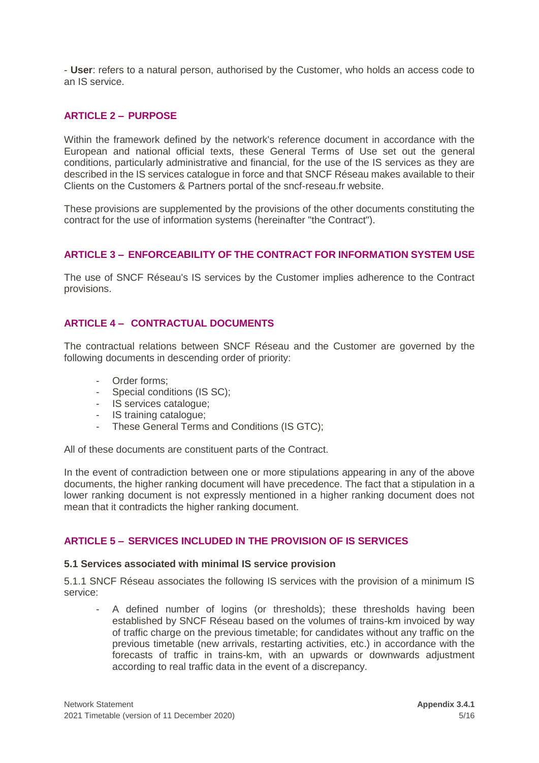- **User**: refers to a natural person, authorised by the Customer, who holds an access code to an IS service.

## ARTICLE 2 – PURPOSE

Within the framework defined by the network's reference document in accordance with the European and national official texts, these General Terms of Use set out the general conditions, particularly administrative and financial, for the use of the IS services as they are described in the IS services catalogue in force and that SNCF Réseau makes available to their Clients on the Customers & Partners portal of the sncf-reseau.fr website.

These provisions are supplemented by the provisions of the other documents constituting the contract for the use of information systems (hereinafter "the Contract").

## ARTICLE 3 – ENFORCEABILITY OF THE CONTRACT FOR INFORMATION SYSTEM USE

The use of SNCF Réseau's IS services by the Customer implies adherence to the Contract provisions.

## ARTICLE 4 – CONTRACTUAL DOCUMENTS

The contractual relations between SNCF Réseau and the Customer are governed by the following documents in descending order of priority:

- Order forms;
- Special conditions (IS SC);
- IS services catalogue;
- IS training catalogue;
- These General Terms and Conditions (IS GTC);

All of these documents are constituent parts of the Contract.

In the event of contradiction between one or more stipulations appearing in any of the above documents, the higher ranking document will have precedence. The fact that a stipulation in a lower ranking document is not expressly mentioned in a higher ranking document does not mean that it contradicts the higher ranking document.

## ARTICLE 5 – SERVICES INCLUDED IN THE PROVISION OF IS SERVICES

### 5.1 Services associated with minimal IS service provision

5.1.1 SNCF Réseau associates the following IS services with the provision of a minimum IS service:

- A defined number of logins (or thresholds); these thresholds having been established by SNCF Réseau based on the volumes of trains-km invoiced by way of traffic charge on the previous timetable; for candidates without any traffic on the previous timetable (new arrivals, restarting activities, etc.) in accordance with the forecasts of traffic in trains-km, with an upwards or downwards adjustment according to real traffic data in the event of a discrepancy.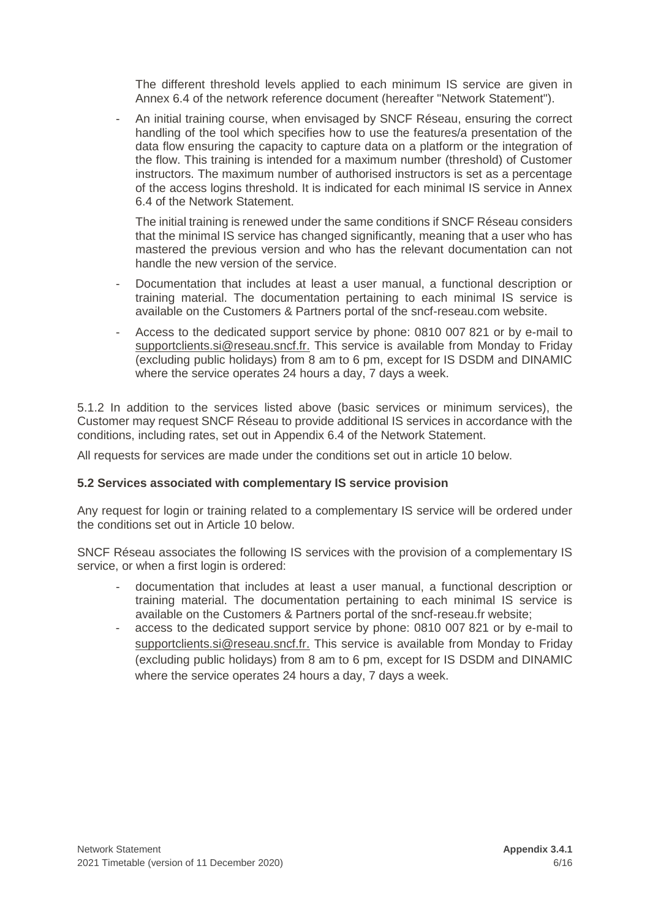The different threshold levels applied to each minimum IS service are given in Annex 6.4 of the network reference document (hereafter "Network Statement").

- An initial training course, when envisaged by SNCF Réseau, ensuring the correct handling of the tool which specifies how to use the features/a presentation of the data flow ensuring the capacity to capture data on a platform or the integration of the flow. This training is intended for a maximum number (threshold) of Customer instructors. The maximum number of authorised instructors is set as a percentage of the access logins threshold. It is indicated for each minimal IS service in Annex 6.4 of the Network Statement.

  The initial training is renewed under the same conditions if SNCF Réseau considers that the minimal IS service has changed significantly, meaning that a user who has mastered the previous version and who has the relevant documentation can not handle the new version of the service.

- Documentation that includes at least a user manual, a functional description or training material. The documentation pertaining to each minimal IS service is available on the Customers & Partners portal of the sncf-reseau.com website.
- Access to the dedicated support service by phone: 0810 007 821 or by e-mail to supportclients.si@reseau.sncf.fr. This service is available from Monday to Friday (excluding public holidays) from 8 am to 6 pm, except for IS DSDM and DINAMIC where the service operates 24 hours a day, 7 days a week.

5.1.2 In addition to the services listed above (basic services or minimum services), the Customer may request SNCF Réseau to provide additional IS services in accordance with the conditions, including rates, set out in Appendix 6.4 of the Network Statement.

All requests for services are made under the conditions set out in article 10 below.

### 5.2 Services associated with complementary IS service provision

Any request for login or training related to a complementary IS service will be ordered under the conditions set out in Article 10 below.

SNCF Réseau associates the following IS services with the provision of a complementary IS service, or when a first login is ordered:

- documentation that includes at least a user manual, a functional description or training material. The documentation pertaining to each minimal IS service is available on the Customers & Partners portal of the sncf-reseau.fr website;
- access to the dedicated support service by phone: 0810 007 821 or by e-mail to supportclients.si@reseau.sncf.fr. This service is available from Monday to Friday (excluding public holidays) from 8 am to 6 pm, except for IS DSDM and DINAMIC where the service operates 24 hours a day, 7 days a week.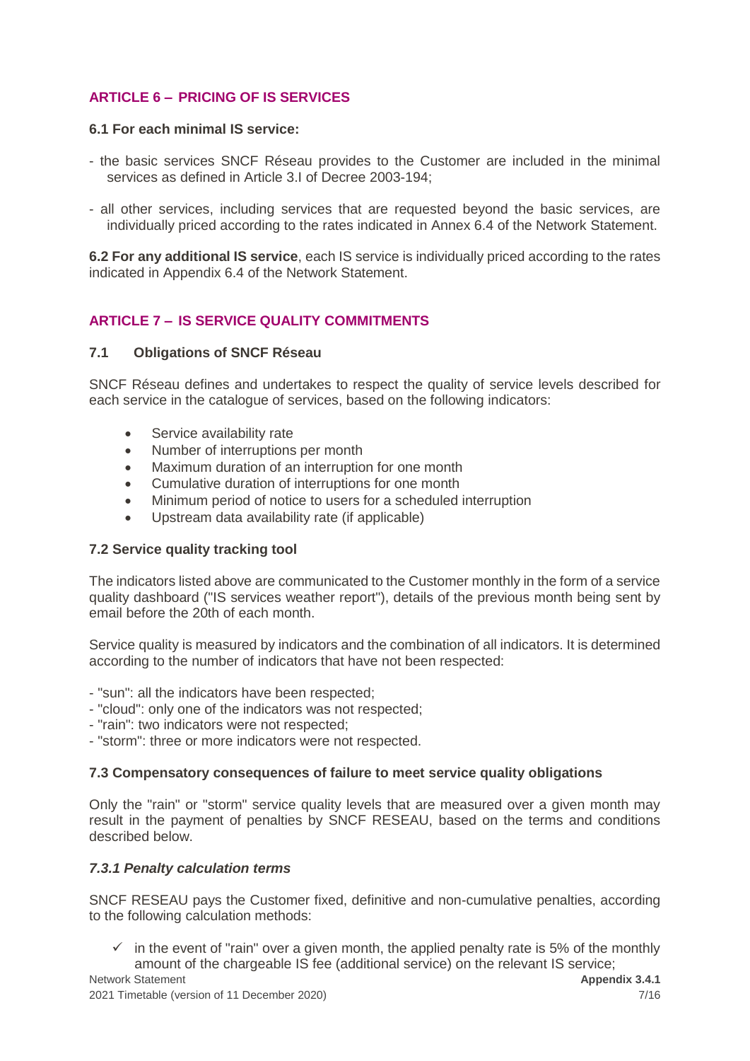## ARTICLE 6 – PRICING OF IS SERVICES

**6.1 For each minimal IS service:**

- the basic services SNCF Réseau provides to the Customer are included in the minimal services as defined in Article 3.I of Decree 2003-194;
- all other services, including services that are requested beyond the basic services, are individually priced according to the rates indicated in Annex 6.4 of the Network Statement.

**6.2 For any additional IS service**, each IS service is individually priced according to the rates indicated in Appendix 6.4 of the Network Statement.

## ARTICLE 7 – IS SERVICE QUALITY COMMITMENTS

### 7.1 Obligations of SNCF Réseau

SNCF Réseau defines and undertakes to respect the quality of service levels described for each service in the catalogue of services, based on the following indicators:

- Service availability rate
- Number of interruptions per month
- Maximum duration of an interruption for one month
- Cumulative duration of interruptions for one month
- Minimum period of notice to users for a scheduled interruption
- Upstream data availability rate (if applicable)

### 7.2 Service quality tracking tool

The indicators listed above are communicated to the Customer monthly in the form of a service quality dashboard ("IS services weather report"), details of the previous month being sent by email before the 20th of each month.

Service quality is measured by indicators and the combination of all indicators. It is determined according to the number of indicators that have not been respected:

- "sun": all the indicators have been respected;
- "cloud": only one of the indicators was not respected;
- "rain": two indicators were not respected;
- "storm": three or more indicators were not respected.

### 7.3 Compensatory consequences of failure to meet service quality obligations

Only the "rain" or "storm" service quality levels that are measured over a given month may result in the payment of penalties by SNCF RESEAU, based on the terms and conditions described below.

#### *7.3.1 Penalty calculation terms*

SNCF RESEAU pays the Customer fixed, definitive and non-cumulative penalties, according to the following calculation methods:

- ✓ in the event of "rain" over a given month, the applied penalty rate is 5% of the monthly amount of the chargeable IS fee (additional service) on the relevant IS service;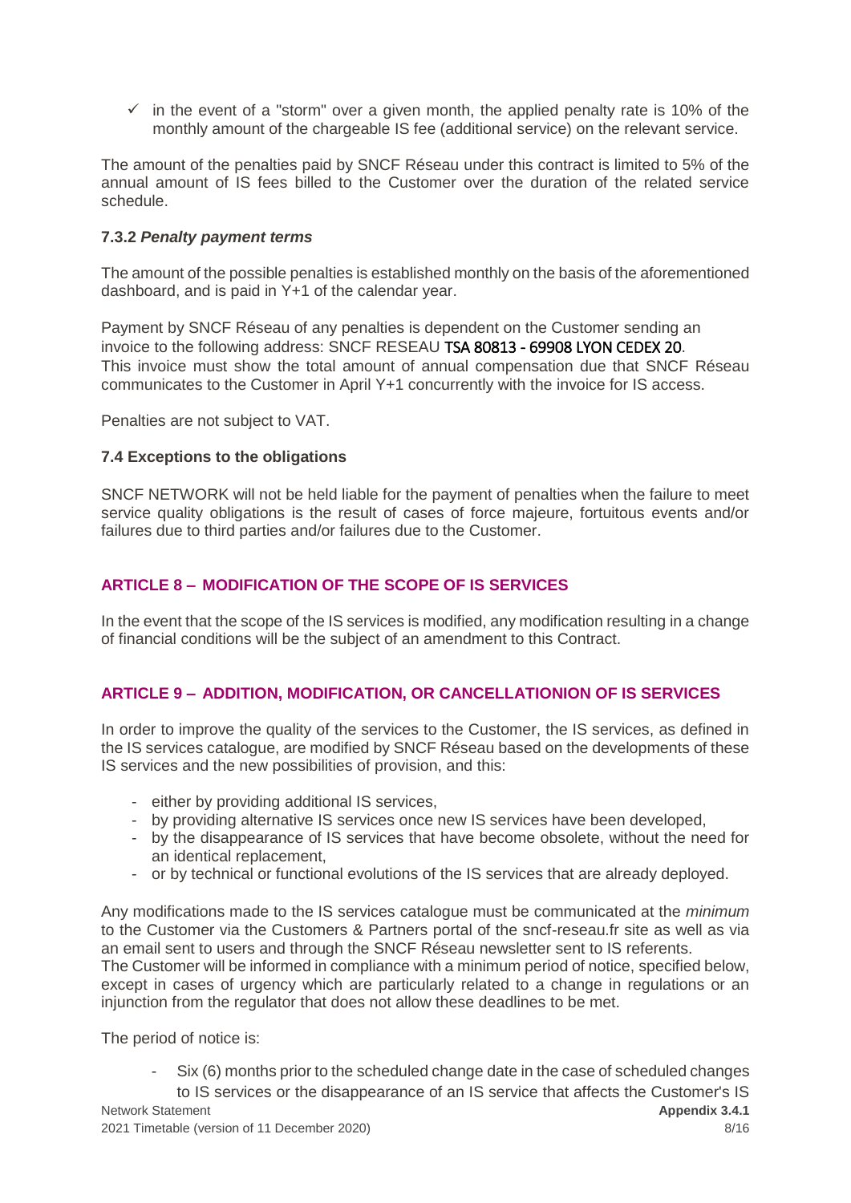- ✓ in the event of a "storm" over a given month, the applied penalty rate is 10% of the monthly amount of the chargeable IS fee (additional service) on the relevant service.

The amount of the penalties paid by SNCF Réseau under this contract is limited to 5% of the annual amount of IS fees billed to the Customer over the duration of the related service schedule.

#### 7.3.2 *Penalty payment terms*

The amount of the possible penalties is established monthly on the basis of the aforementioned dashboard, and is paid in Y+1 of the calendar year.

Payment by SNCF Réseau of any penalties is dependent on the Customer sending an invoice to the following address: SNCF RESEAU TSA 80813 - 69908 LYON CEDEX 20.
This invoice must show the total amount of annual compensation due that SNCF Réseau communicates to the Customer in April Y+1 concurrently with the invoice for IS access.

Penalties are not subject to VAT.

### 7.4 Exceptions to the obligations

SNCF NETWORK will not be held liable for the payment of penalties when the failure to meet service quality obligations is the result of cases of force majeure, fortuitous events and/or failures due to third parties and/or failures due to the Customer.

## ARTICLE 8 – MODIFICATION OF THE SCOPE OF IS SERVICES

In the event that the scope of the IS services is modified, any modification resulting in a change of financial conditions will be the subject of an amendment to this Contract.

## ARTICLE 9 – ADDITION, MODIFICATION, OR CANCELLATIONION OF IS SERVICES

In order to improve the quality of the services to the Customer, the IS services, as defined in the IS services catalogue, are modified by SNCF Réseau based on the developments of these IS services and the new possibilities of provision, and this:

- either by providing additional IS services,
- by providing alternative IS services once new IS services have been developed,
- by the disappearance of IS services that have become obsolete, without the need for an identical replacement,
- or by technical or functional evolutions of the IS services that are already deployed.

Any modifications made to the IS services catalogue must be communicated at the *minimum* to the Customer via the Customers & Partners portal of the sncf-reseau.fr site as well as via an email sent to users and through the SNCF Réseau newsletter sent to IS referents.
The Customer will be informed in compliance with a minimum period of notice, specified below, except in cases of urgency which are particularly related to a change in regulations or an injunction from the regulator that does not allow these deadlines to be met.

The period of notice is:

- Six (6) months prior to the scheduled change date in the case of scheduled changes to IS services or the disappearance of an IS service that affects the Customer's IS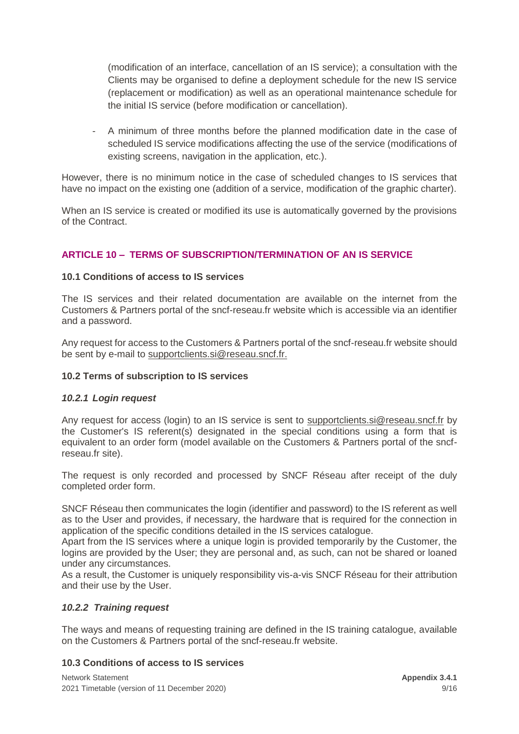(modification of an interface, cancellation of an IS service); a consultation with the Clients may be organised to define a deployment schedule for the new IS service (replacement or modification) as well as an operational maintenance schedule for the initial IS service (before modification or cancellation).

- A minimum of three months before the planned modification date in the case of scheduled IS service modifications affecting the use of the service (modifications of existing screens, navigation in the application, etc.).

However, there is no minimum notice in the case of scheduled changes to IS services that have no impact on the existing one (addition of a service, modification of the graphic charter).

When an IS service is created or modified its use is automatically governed by the provisions of the Contract.

## ARTICLE 10 – TERMS OF SUBSCRIPTION/TERMINATION OF AN IS SERVICE

### 10.1 Conditions of access to IS services

The IS services and their related documentation are available on the internet from the Customers & Partners portal of the sncf-reseau.fr website which is accessible via an identifier and a password.

Any request for access to the Customers & Partners portal of the sncf-reseau.fr website should be sent by e-mail to supportclients.si@reseau.sncf.fr.

### 10.2 Terms of subscription to IS services

#### *10.2.1 Login request*

Any request for access (login) to an IS service is sent to supportclients.si@reseau.sncf.fr by the Customer's IS referent(s) designated in the special conditions using a form that is equivalent to an order form (model available on the Customers & Partners portal of the sncf-reseau.fr site).

The request is only recorded and processed by SNCF Réseau after receipt of the duly completed order form.

SNCF Réseau then communicates the login (identifier and password) to the IS referent as well as to the User and provides, if necessary, the hardware that is required for the connection in application of the specific conditions detailed in the IS services catalogue.
Apart from the IS services where a unique login is provided temporarily by the Customer, the logins are provided by the User; they are personal and, as such, can not be shared or loaned under any circumstances.
As a result, the Customer is uniquely responsibility vis-a-vis SNCF Réseau for their attribution and their use by the User.

#### *10.2.2 Training request*

The ways and means of requesting training are defined in the IS training catalogue, available on the Customers & Partners portal of the sncf-reseau.fr website.

### 10.3 Conditions of access to IS services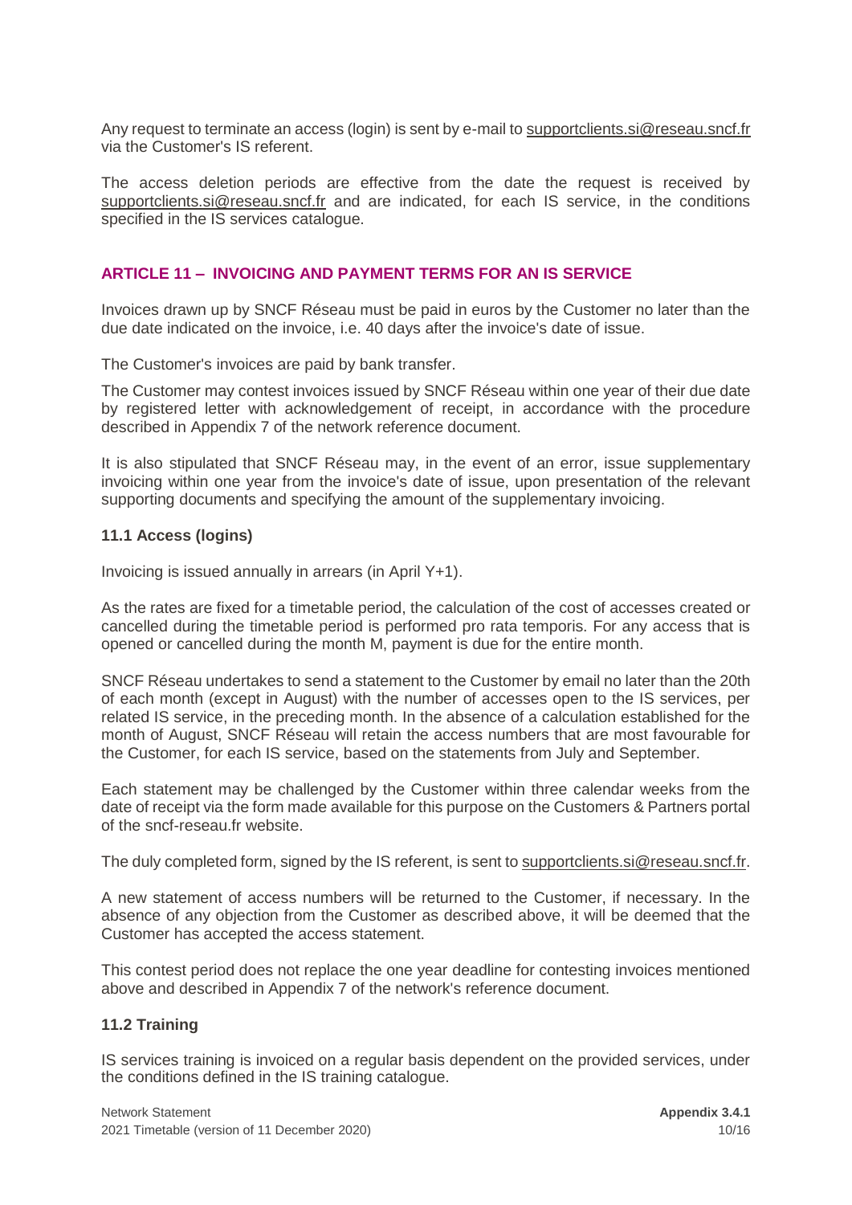Any request to terminate an access (login) is sent by e-mail to supportclients.si@reseau.sncf.fr via the Customer's IS referent.

The access deletion periods are effective from the date the request is received by supportclients.si@reseau.sncf.fr and are indicated, for each IS service, in the conditions specified in the IS services catalogue.

## ARTICLE 11 – INVOICING AND PAYMENT TERMS FOR AN IS SERVICE

Invoices drawn up by SNCF Réseau must be paid in euros by the Customer no later than the due date indicated on the invoice, i.e. 40 days after the invoice's date of issue.

The Customer's invoices are paid by bank transfer.

The Customer may contest invoices issued by SNCF Réseau within one year of their due date by registered letter with acknowledgement of receipt, in accordance with the procedure described in Appendix 7 of the network reference document.

It is also stipulated that SNCF Réseau may, in the event of an error, issue supplementary invoicing within one year from the invoice's date of issue, upon presentation of the relevant supporting documents and specifying the amount of the supplementary invoicing.

### 11.1 Access (logins)

Invoicing is issued annually in arrears (in April Y+1).

As the rates are fixed for a timetable period, the calculation of the cost of accesses created or cancelled during the timetable period is performed pro rata temporis. For any access that is opened or cancelled during the month M, payment is due for the entire month.

SNCF Réseau undertakes to send a statement to the Customer by email no later than the 20th of each month (except in August) with the number of accesses open to the IS services, per related IS service, in the preceding month. In the absence of a calculation established for the month of August, SNCF Réseau will retain the access numbers that are most favourable for the Customer, for each IS service, based on the statements from July and September.

Each statement may be challenged by the Customer within three calendar weeks from the date of receipt via the form made available for this purpose on the Customers & Partners portal of the sncf-reseau.fr website.

The duly completed form, signed by the IS referent, is sent to supportclients.si@reseau.sncf.fr.

A new statement of access numbers will be returned to the Customer, if necessary. In the absence of any objection from the Customer as described above, it will be deemed that the Customer has accepted the access statement.

This contest period does not replace the one year deadline for contesting invoices mentioned above and described in Appendix 7 of the network's reference document.

### 11.2 Training

IS services training is invoiced on a regular basis dependent on the provided services, under the conditions defined in the IS training catalogue.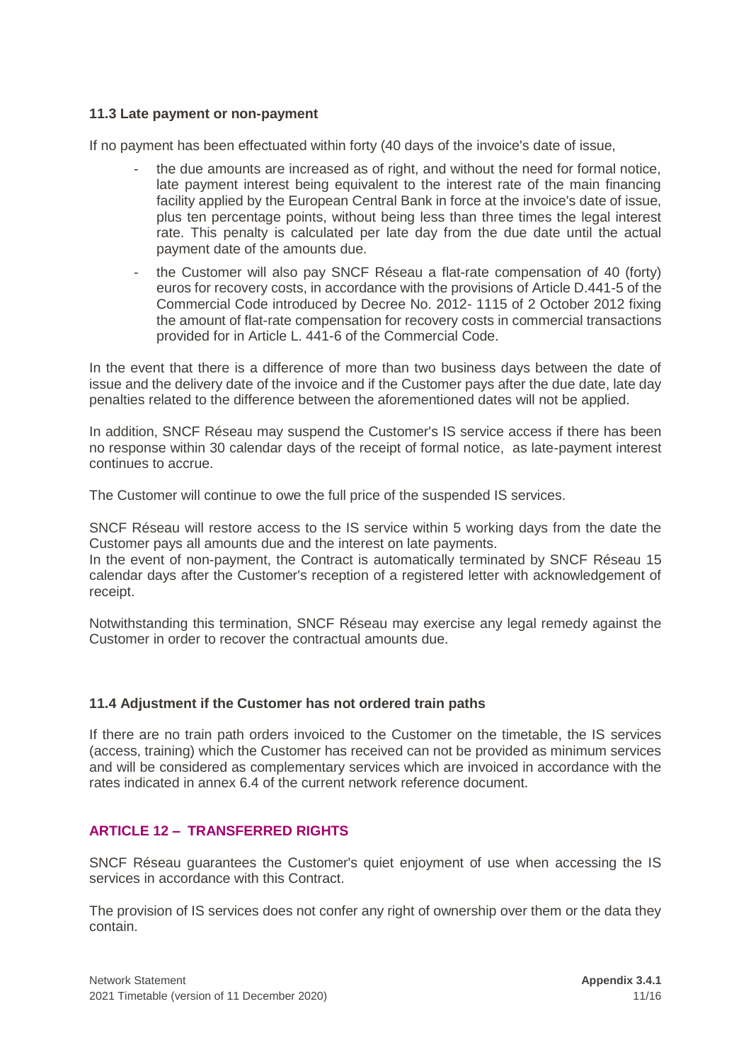### 11.3 Late payment or non-payment

If no payment has been effectuated within forty (40 days of the invoice's date of issue,

- the due amounts are increased as of right, and without the need for formal notice, late payment interest being equivalent to the interest rate of the main financing facility applied by the European Central Bank in force at the invoice's date of issue, plus ten percentage points, without being less than three times the legal interest rate. This penalty is calculated per late day from the due date until the actual payment date of the amounts due.
- the Customer will also pay SNCF Réseau a flat-rate compensation of 40 (forty) euros for recovery costs, in accordance with the provisions of Article D.441-5 of the Commercial Code introduced by Decree No. 2012- 1115 of 2 October 2012 fixing the amount of flat-rate compensation for recovery costs in commercial transactions provided for in Article L. 441-6 of the Commercial Code.

In the event that there is a difference of more than two business days between the date of issue and the delivery date of the invoice and if the Customer pays after the due date, late day penalties related to the difference between the aforementioned dates will not be applied.

In addition, SNCF Réseau may suspend the Customer's IS service access if there has been no response within 30 calendar days of the receipt of formal notice, as late-payment interest continues to accrue.

The Customer will continue to owe the full price of the suspended IS services.

SNCF Réseau will restore access to the IS service within 5 working days from the date the Customer pays all amounts due and the interest on late payments.
In the event of non-payment, the Contract is automatically terminated by SNCF Réseau 15 calendar days after the Customer's reception of a registered letter with acknowledgement of receipt.

Notwithstanding this termination, SNCF Réseau may exercise any legal remedy against the Customer in order to recover the contractual amounts due.

### 11.4 Adjustment if the Customer has not ordered train paths

If there are no train path orders invoiced to the Customer on the timetable, the IS services (access, training) which the Customer has received can not be provided as minimum services and will be considered as complementary services which are invoiced in accordance with the rates indicated in annex 6.4 of the current network reference document.

## ARTICLE 12 – TRANSFERRED RIGHTS

SNCF Réseau guarantees the Customer's quiet enjoyment of use when accessing the IS services in accordance with this Contract.

The provision of IS services does not confer any right of ownership over them or the data they contain.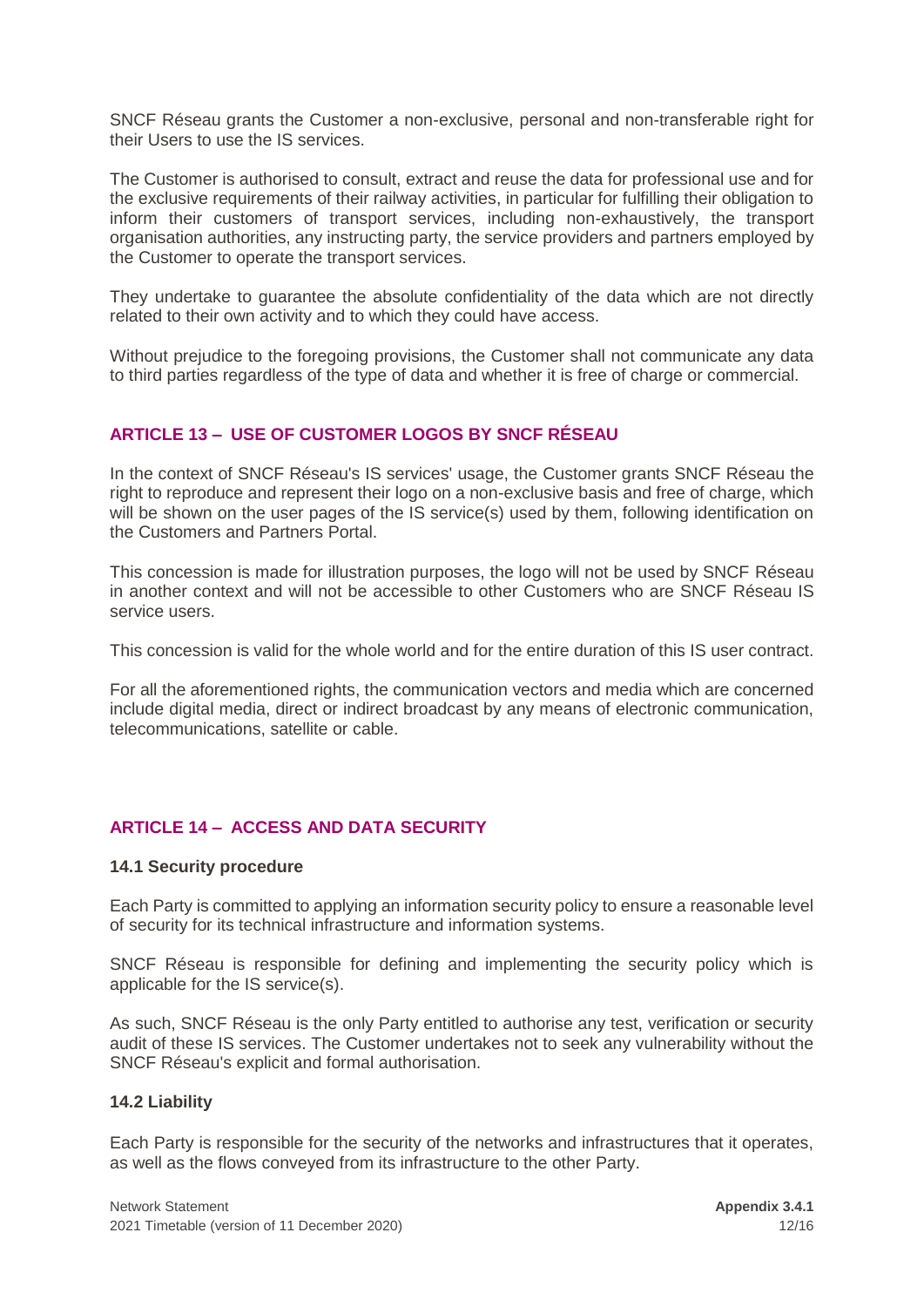SNCF Réseau grants the Customer a non-exclusive, personal and non-transferable right for their Users to use the IS services.

The Customer is authorised to consult, extract and reuse the data for professional use and for the exclusive requirements of their railway activities, in particular for fulfilling their obligation to inform their customers of transport services, including non-exhaustively, the transport organisation authorities, any instructing party, the service providers and partners employed by the Customer to operate the transport services.

They undertake to guarantee the absolute confidentiality of the data which are not directly related to their own activity and to which they could have access.

Without prejudice to the foregoing provisions, the Customer shall not communicate any data to third parties regardless of the type of data and whether it is free of charge or commercial.

## ARTICLE 13 – USE OF CUSTOMER LOGOS BY SNCF RÉSEAU

In the context of SNCF Réseau's IS services' usage, the Customer grants SNCF Réseau the right to reproduce and represent their logo on a non-exclusive basis and free of charge, which will be shown on the user pages of the IS service(s) used by them, following identification on the Customers and Partners Portal.

This concession is made for illustration purposes, the logo will not be used by SNCF Réseau in another context and will not be accessible to other Customers who are SNCF Réseau IS service users.

This concession is valid for the whole world and for the entire duration of this IS user contract.

For all the aforementioned rights, the communication vectors and media which are concerned include digital media, direct or indirect broadcast by any means of electronic communication, telecommunications, satellite or cable.

## ARTICLE 14 – ACCESS AND DATA SECURITY

### 14.1 Security procedure

Each Party is committed to applying an information security policy to ensure a reasonable level of security for its technical infrastructure and information systems.

SNCF Réseau is responsible for defining and implementing the security policy which is applicable for the IS service(s).

As such, SNCF Réseau is the only Party entitled to authorise any test, verification or security audit of these IS services. The Customer undertakes not to seek any vulnerability without the SNCF Réseau's explicit and formal authorisation.

### 14.2 Liability

Each Party is responsible for the security of the networks and infrastructures that it operates, as well as the flows conveyed from its infrastructure to the other Party.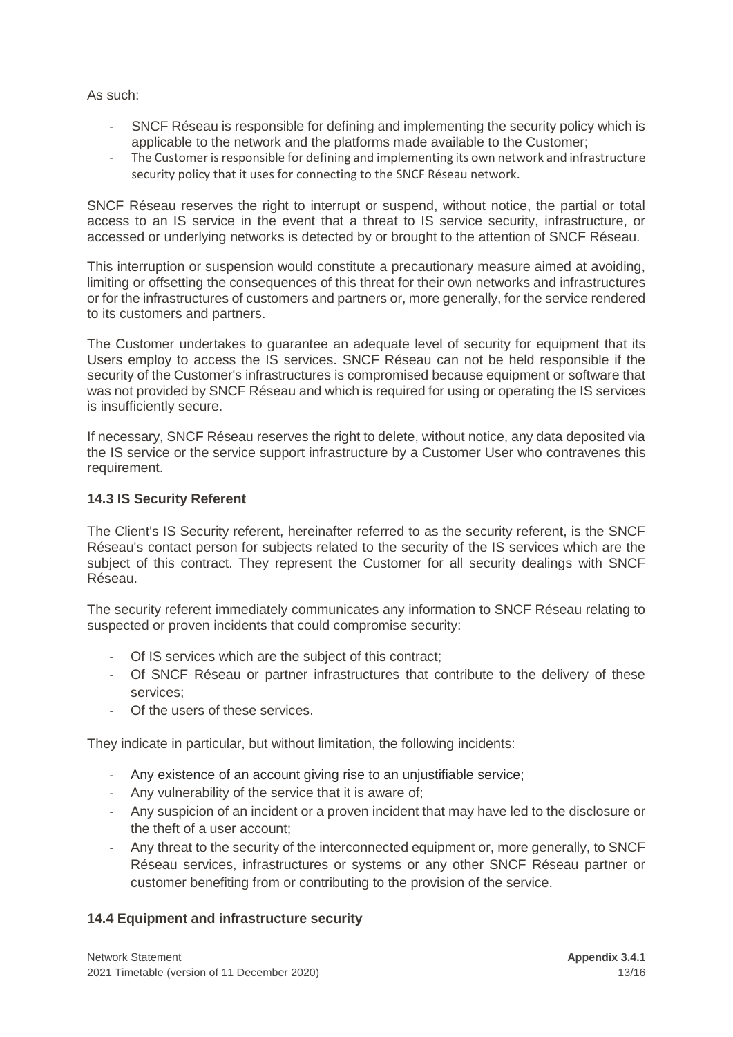As such:

- SNCF Réseau is responsible for defining and implementing the security policy which is applicable to the network and the platforms made available to the Customer;
- The Customer is responsible for defining and implementing its own network and infrastructure security policy that it uses for connecting to the SNCF Réseau network.

SNCF Réseau reserves the right to interrupt or suspend, without notice, the partial or total access to an IS service in the event that a threat to IS service security, infrastructure, or accessed or underlying networks is detected by or brought to the attention of SNCF Réseau.

This interruption or suspension would constitute a precautionary measure aimed at avoiding, limiting or offsetting the consequences of this threat for their own networks and infrastructures or for the infrastructures of customers and partners or, more generally, for the service rendered to its customers and partners.

The Customer undertakes to guarantee an adequate level of security for equipment that its Users employ to access the IS services. SNCF Réseau can not be held responsible if the security of the Customer's infrastructures is compromised because equipment or software that was not provided by SNCF Réseau and which is required for using or operating the IS services is insufficiently secure.

If necessary, SNCF Réseau reserves the right to delete, without notice, any data deposited via the IS service or the service support infrastructure by a Customer User who contravenes this requirement.

### 14.3 IS Security Referent

The Client's IS Security referent, hereinafter referred to as the security referent, is the SNCF Réseau's contact person for subjects related to the security of the IS services which are the subject of this contract. They represent the Customer for all security dealings with SNCF Réseau.

The security referent immediately communicates any information to SNCF Réseau relating to suspected or proven incidents that could compromise security:

- Of IS services which are the subject of this contract;
- Of SNCF Réseau or partner infrastructures that contribute to the delivery of these services;
- Of the users of these services.

They indicate in particular, but without limitation, the following incidents:

- Any existence of an account giving rise to an unjustifiable service;
- Any vulnerability of the service that it is aware of;
- Any suspicion of an incident or a proven incident that may have led to the disclosure or the theft of a user account;
- Any threat to the security of the interconnected equipment or, more generally, to SNCF Réseau services, infrastructures or systems or any other SNCF Réseau partner or customer benefiting from or contributing to the provision of the service.

### 14.4 Equipment and infrastructure security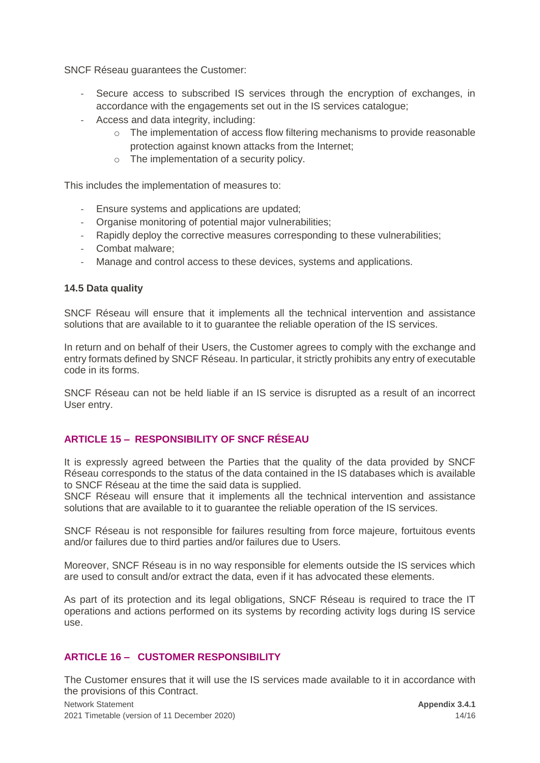SNCF Réseau guarantees the Customer:

- Secure access to subscribed IS services through the encryption of exchanges, in accordance with the engagements set out in the IS services catalogue;
- Access and data integrity, including:
  - The implementation of access flow filtering mechanisms to provide reasonable protection against known attacks from the Internet;
  - The implementation of a security policy.

This includes the implementation of measures to:

- Ensure systems and applications are updated;
- Organise monitoring of potential major vulnerabilities;
- Rapidly deploy the corrective measures corresponding to these vulnerabilities;
- Combat malware;
- Manage and control access to these devices, systems and applications.

**14.5 Data quality**

SNCF Réseau will ensure that it implements all the technical intervention and assistance solutions that are available to it to guarantee the reliable operation of the IS services.

In return and on behalf of their Users, the Customer agrees to comply with the exchange and entry formats defined by SNCF Réseau. In particular, it strictly prohibits any entry of executable code in its forms.

SNCF Réseau can not be held liable if an IS service is disrupted as a result of an incorrect User entry.

## ARTICLE 15 – RESPONSIBILITY OF SNCF RÉSEAU

It is expressly agreed between the Parties that the quality of the data provided by SNCF Réseau corresponds to the status of the data contained in the IS databases which is available to SNCF Réseau at the time the said data is supplied.
SNCF Réseau will ensure that it implements all the technical intervention and assistance solutions that are available to it to guarantee the reliable operation of the IS services.

SNCF Réseau is not responsible for failures resulting from force majeure, fortuitous events and/or failures due to third parties and/or failures due to Users.

Moreover, SNCF Réseau is in no way responsible for elements outside the IS services which are used to consult and/or extract the data, even if it has advocated these elements.

As part of its protection and its legal obligations, SNCF Réseau is required to trace the IT operations and actions performed on its systems by recording activity logs during IS service use.

## ARTICLE 16 – CUSTOMER RESPONSIBILITY

The Customer ensures that it will use the IS services made available to it in accordance with the provisions of this Contract.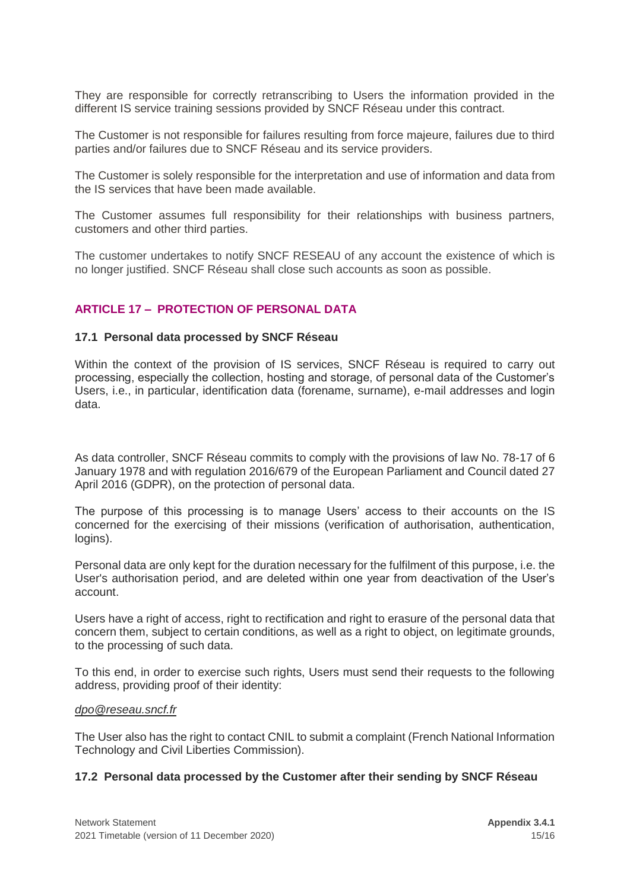They are responsible for correctly retranscribing to Users the information provided in the different IS service training sessions provided by SNCF Réseau under this contract.

The Customer is not responsible for failures resulting from force majeure, failures due to third parties and/or failures due to SNCF Réseau and its service providers.

The Customer is solely responsible for the interpretation and use of information and data from the IS services that have been made available.

The Customer assumes full responsibility for their relationships with business partners, customers and other third parties.

The customer undertakes to notify SNCF RESEAU of any account the existence of which is no longer justified. SNCF Réseau shall close such accounts as soon as possible.

## ARTICLE 17 – PROTECTION OF PERSONAL DATA

### 17.1 Personal data processed by SNCF Réseau

Within the context of the provision of IS services, SNCF Réseau is required to carry out processing, especially the collection, hosting and storage, of personal data of the Customer's Users, i.e., in particular, identification data (forename, surname), e-mail addresses and login data.

As data controller, SNCF Réseau commits to comply with the provisions of law No. 78-17 of 6 January 1978 and with regulation 2016/679 of the European Parliament and Council dated 27 April 2016 (GDPR), on the protection of personal data.

The purpose of this processing is to manage Users' access to their accounts on the IS concerned for the exercising of their missions (verification of authorisation, authentication, logins).

Personal data are only kept for the duration necessary for the fulfilment of this purpose, i.e. the User's authorisation period, and are deleted within one year from deactivation of the User's account.

Users have a right of access, right to rectification and right to erasure of the personal data that concern them, subject to certain conditions, as well as a right to object, on legitimate grounds, to the processing of such data.

To this end, in order to exercise such rights, Users must send their requests to the following address, providing proof of their identity:

*dpo@reseau.sncf.fr*

The User also has the right to contact CNIL to submit a complaint (French National Information Technology and Civil Liberties Commission).

### 17.2 Personal data processed by the Customer after their sending by SNCF Réseau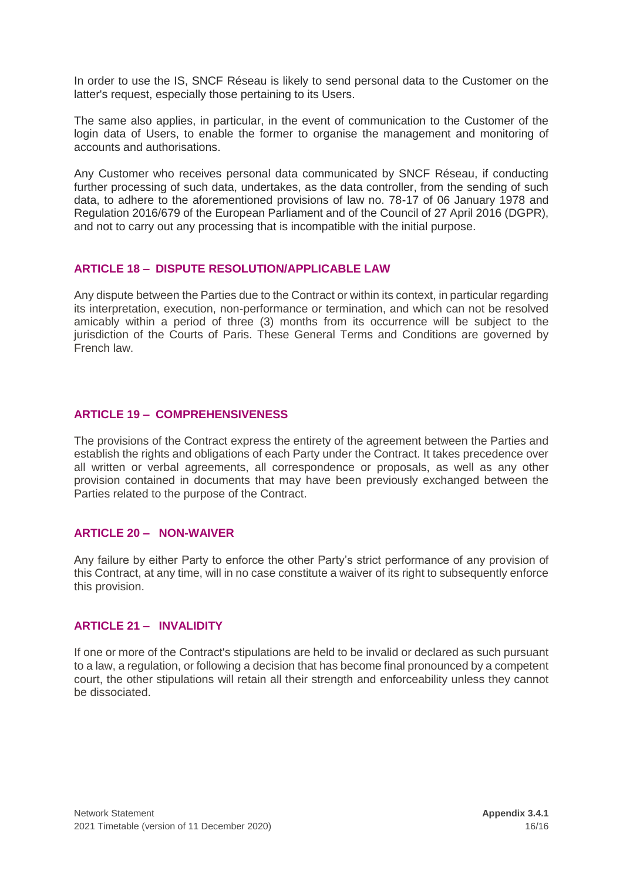In order to use the IS, SNCF Réseau is likely to send personal data to the Customer on the latter's request, especially those pertaining to its Users.

The same also applies, in particular, in the event of communication to the Customer of the login data of Users, to enable the former to organise the management and monitoring of accounts and authorisations.

Any Customer who receives personal data communicated by SNCF Réseau, if conducting further processing of such data, undertakes, as the data controller, from the sending of such data, to adhere to the aforementioned provisions of law no. 78-17 of 06 January 1978 and Regulation 2016/679 of the European Parliament and of the Council of 27 April 2016 (DGPR), and not to carry out any processing that is incompatible with the initial purpose.

## ARTICLE 18 – DISPUTE RESOLUTION/APPLICABLE LAW

Any dispute between the Parties due to the Contract or within its context, in particular regarding its interpretation, execution, non-performance or termination, and which can not be resolved amicably within a period of three (3) months from its occurrence will be subject to the jurisdiction of the Courts of Paris. These General Terms and Conditions are governed by French law.

## ARTICLE 19 – COMPREHENSIVENESS

The provisions of the Contract express the entirety of the agreement between the Parties and establish the rights and obligations of each Party under the Contract. It takes precedence over all written or verbal agreements, all correspondence or proposals, as well as any other provision contained in documents that may have been previously exchanged between the Parties related to the purpose of the Contract.

## ARTICLE 20 – NON-WAIVER

Any failure by either Party to enforce the other Party's strict performance of any provision of this Contract, at any time, will in no case constitute a waiver of its right to subsequently enforce this provision.

## ARTICLE 21 – INVALIDITY

If one or more of the Contract's stipulations are held to be invalid or declared as such pursuant to a law, a regulation, or following a decision that has become final pronounced by a competent court, the other stipulations will retain all their strength and enforceability unless they cannot be dissociated.